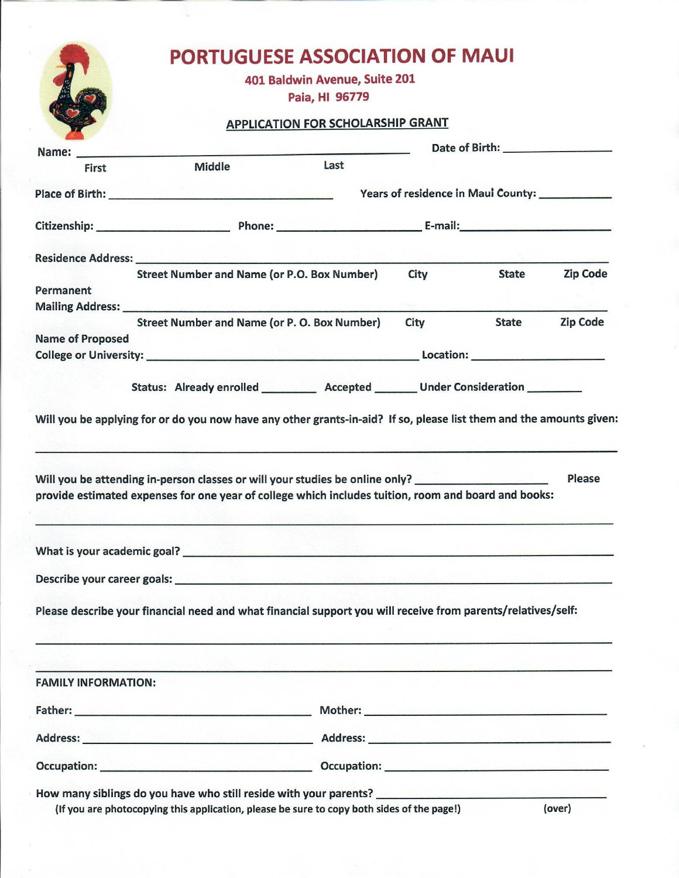# PORTUGUESE ASSOCIATION OF MAUI

401 Baldwin Avenue, Suite 201
Paia, HI 96779

## APPLICATION FOR SCHOLARSHIP GRANT

Name: ______________________________________________ Date of Birth: ______________

First Middle Last

Place of Birth: ________________________________ Years of residence in Maui County: __________

Citizenship: ____________________ Phone: ______________________ E-mail: ______________________

Residence Address: ______________________________________________________________________

Street Number and Name (or P.O. Box Number) City State Zip Code

Permanent Mailing Address: ______________________________________________________________________

Street Number and Name (or P. O. Box Number) City State Zip Code

Name of Proposed College or University: ________________________________________ Location: ____________________

Status: Already enrolled ________ Accepted ______ Under Consideration ________

Will you be applying for or do you now have any other grants-in-aid? If so, please list them and the amounts given:

______________________________________________________________________________________

Will you be attending in-person classes or will your studies be online only? ____________________ Please provide estimated expenses for one year of college which includes tuition, room and board and books:

______________________________________________________________________________________

What is your academic goal? ______________________________________________________________

Describe your career goals: ______________________________________________________________

Please describe your financial need and what financial support you will receive from parents/relatives/self:

______________________________________________________________________________________

______________________________________________________________________________________

**FAMILY INFORMATION:**

Father: ____________________________________ Mother: ____________________________________

Address: ____________________________________ Address: ____________________________________

Occupation: __________________________________ Occupation: __________________________________

How many siblings do you have who still reside with your parents? ________________________________

(If you are photocopying this application, please be sure to copy both sides of the page!) (over)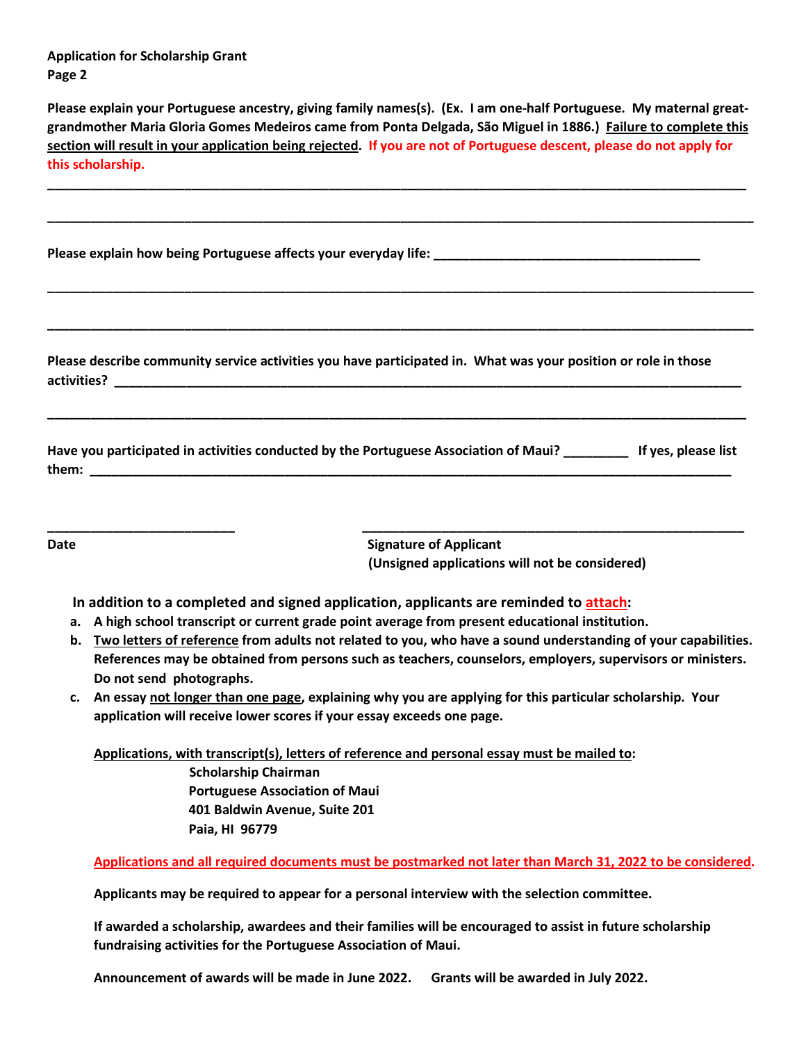**Application for Scholarship Grant**
**Page 2**

**Please explain your Portuguese ancestry, giving family names(s). (Ex. I am one-half Portuguese. My maternal great-grandmother Maria Gloria Gomes Medeiros came from Ponta Delgada, São Miguel in 1886.) Failure to complete this section will result in your application being rejected. If you are not of Portuguese descent, please do not apply for this scholarship.**

______________________________________________________________________________________

______________________________________________________________________________________

**Please explain how being Portuguese affects your everyday life:** ______________________________

______________________________________________________________________________________

______________________________________________________________________________________

**Please describe community service activities you have participated in. What was your position or role in those activities?** ______________________________________________________________________

______________________________________________________________________________________

**Have you participated in activities conducted by the Portuguese Association of Maui?** _________ **If yes, please list them:** ______________________________________________________________________

_______________________ ______________________________________________

**Date** **Signature of Applicant**
**(Unsigned applications will not be considered)**

**In addition to a completed and signed application, applicants are reminded to attach:**

a. **A high school transcript or current grade point average from present educational institution.**
b. **Two letters of reference from adults not related to you, who have a sound understanding of your capabilities. References may be obtained from persons such as teachers, counselors, employers, supervisors or ministers. Do not send photographs.**
c. **An essay not longer than one page, explaining why you are applying for this particular scholarship. Your application will receive lower scores if your essay exceeds one page.**

**Applications, with transcript(s), letters of reference and personal essay must be mailed to:**

**Scholarship Chairman**
**Portuguese Association of Maui**
**401 Baldwin Avenue, Suite 201**
**Paia, HI 96779**

**Applications and all required documents must be postmarked not later than March 31, 2022 to be considered.**

**Applicants may be required to appear for a personal interview with the selection committee.**

**If awarded a scholarship, awardees and their families will be encouraged to assist in future scholarship fundraising activities for the Portuguese Association of Maui.**

**Announcement of awards will be made in June 2022. Grants will be awarded in July 2022.**